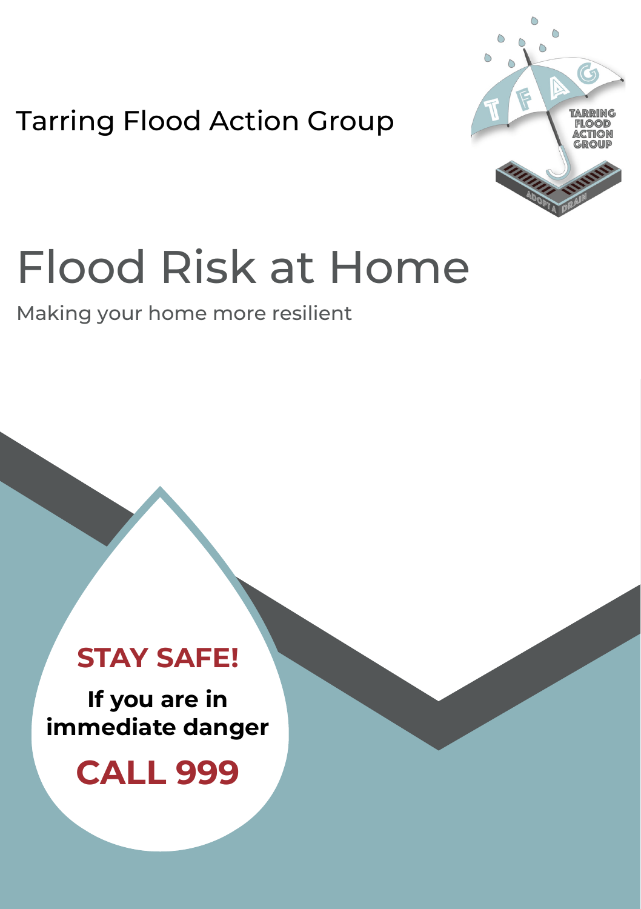Tarring Flood Action Group

# Flood Risk at Home

Making your home more resilient

**STAY SAFE!**

**If you are in immediate danger**

**CALL 999**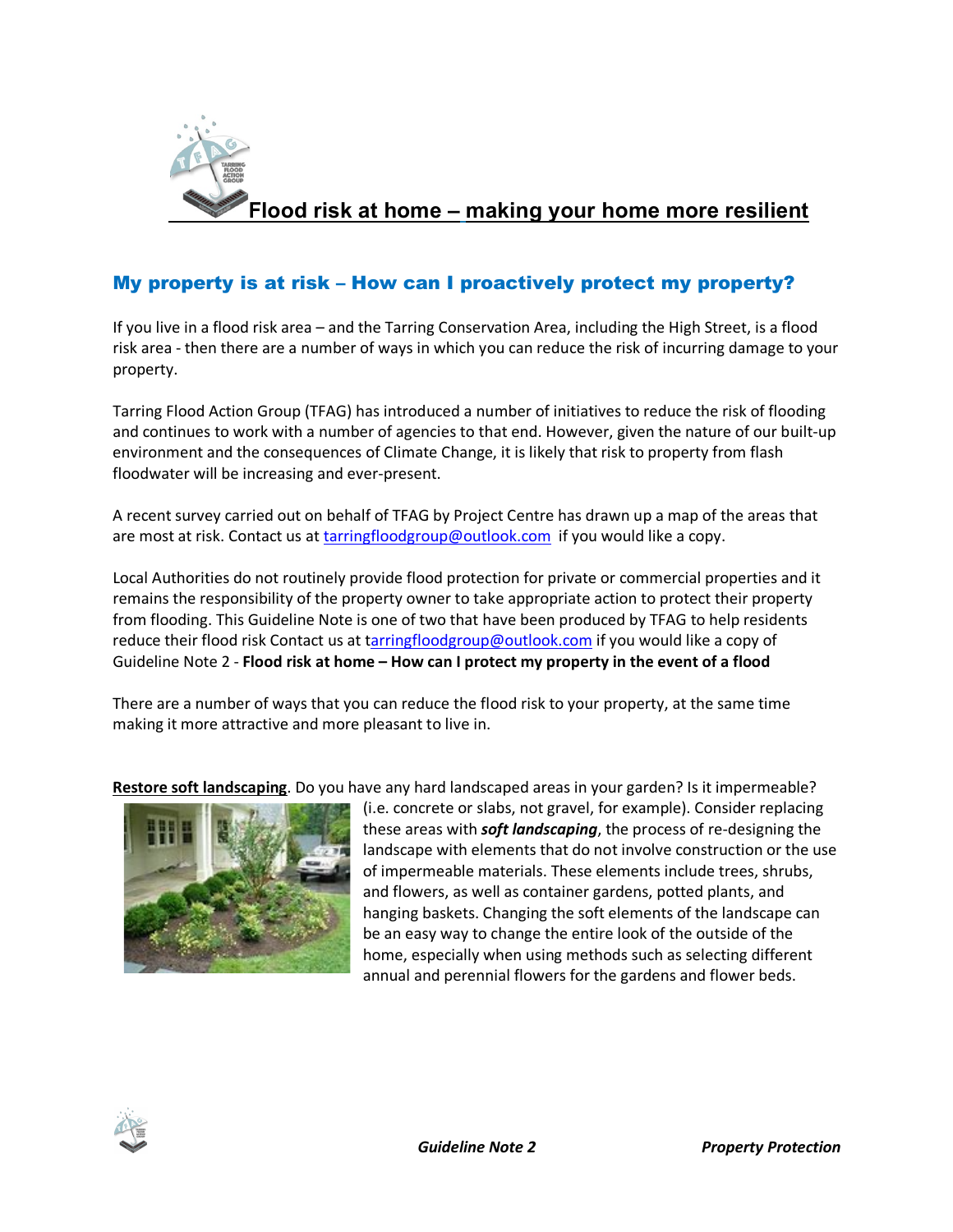# Flood risk at home – making your home more resilient

## My property is at risk – How can I proactively protect my property?

If you live in a flood risk area – and the Tarring Conservation Area, including the High Street, is a flood risk area - then there are a number of ways in which you can reduce the risk of incurring damage to your property.

Tarring Flood Action Group (TFAG) has introduced a number of initiatives to reduce the risk of flooding and continues to work with a number of agencies to that end. However, given the nature of our built-up environment and the consequences of Climate Change, it is likely that risk to property from flash floodwater will be increasing and ever-present.

A recent survey carried out on behalf of TFAG by Project Centre has drawn up a map of the areas that are most at risk. Contact us at tarringfloodgroup@outlook.com if you would like a copy.

Local Authorities do not routinely provide flood protection for private or commercial properties and it remains the responsibility of the property owner to take appropriate action to protect their property from flooding. This Guideline Note is one of two that have been produced by TFAG to help residents reduce their flood risk Contact us at tarringfloodgroup@outlook.com if you would like a copy of Guideline Note 2 - **Flood risk at home – How can I protect my property in the event of a flood**

There are a number of ways that you can reduce the flood risk to your property, at the same time making it more attractive and more pleasant to live in.

**Restore soft landscaping**. Do you have any hard landscaped areas in your garden? Is it impermeable? (i.e. concrete or slabs, not gravel, for example). Consider replacing these areas with ***soft landscaping***, the process of re-designing the landscape with elements that do not involve construction or the use of impermeable materials. These elements include trees, shrubs, and flowers, as well as container gardens, potted plants, and hanging baskets. Changing the soft elements of the landscape can be an easy way to change the entire look of the outside of the home, especially when using methods such as selecting different annual and perennial flowers for the gardens and flower beds.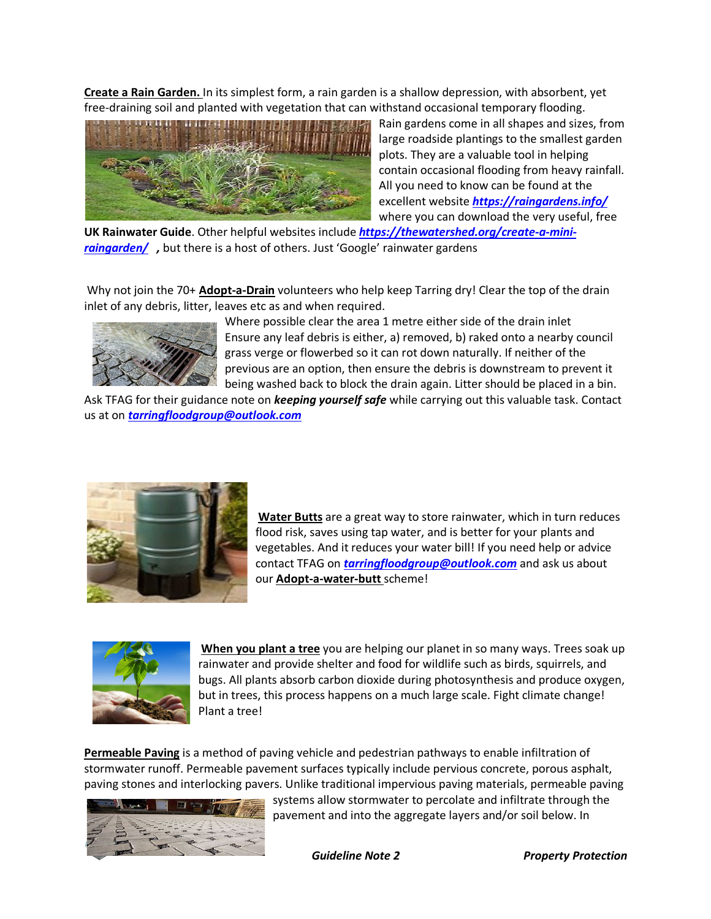**Create a Rain Garden.** In its simplest form, a rain garden is a shallow depression, with absorbent, yet free-draining soil and planted with vegetation that can withstand occasional temporary flooding. Rain gardens come in all shapes and sizes, from large roadside plantings to the smallest garden plots. They are a valuable tool in helping contain occasional flooding from heavy rainfall. All you need to know can be found at the excellent website ***https://raingardens.info/*** where you can download the very useful, free **UK Rainwater Guide**. Other helpful websites include ***https://thewatershed.org/create-a-mini-raingarden/*** **,** but there is a host of others. Just 'Google' rainwater gardens

Why not join the 70+ **Adopt-a-Drain** volunteers who help keep Tarring dry! Clear the top of the drain inlet of any debris, litter, leaves etc as and when required.

Where possible clear the area 1 metre either side of the drain inlet Ensure any leaf debris is either, a) removed, b) raked onto a nearby council grass verge or flowerbed so it can rot down naturally. If neither of the previous are an option, then ensure the debris is downstream to prevent it being washed back to block the drain again. Litter should be placed in a bin.

Ask TFAG for their guidance note on ***keeping yourself safe*** while carrying out this valuable task. Contact us at on ***tarringfloodgroup@outlook.com***

**Water Butts** are a great way to store rainwater, which in turn reduces flood risk, saves using tap water, and is better for your plants and vegetables. And it reduces your water bill! If you need help or advice contact TFAG on ***tarringfloodgroup@outlook.com*** and ask us about our **Adopt-a-water-butt** scheme!

**When you plant a tree** you are helping our planet in so many ways. Trees soak up rainwater and provide shelter and food for wildlife such as birds, squirrels, and bugs. All plants absorb carbon dioxide during photosynthesis and produce oxygen, but in trees, this process happens on a much large scale. Fight climate change! Plant a tree!

**Permeable Paving** is a method of paving vehicle and pedestrian pathways to enable infiltration of stormwater runoff. Permeable pavement surfaces typically include pervious concrete, porous asphalt, paving stones and interlocking pavers. Unlike traditional impervious paving materials, permeable paving systems allow stormwater to percolate and infiltrate through the pavement and into the aggregate layers and/or soil below. In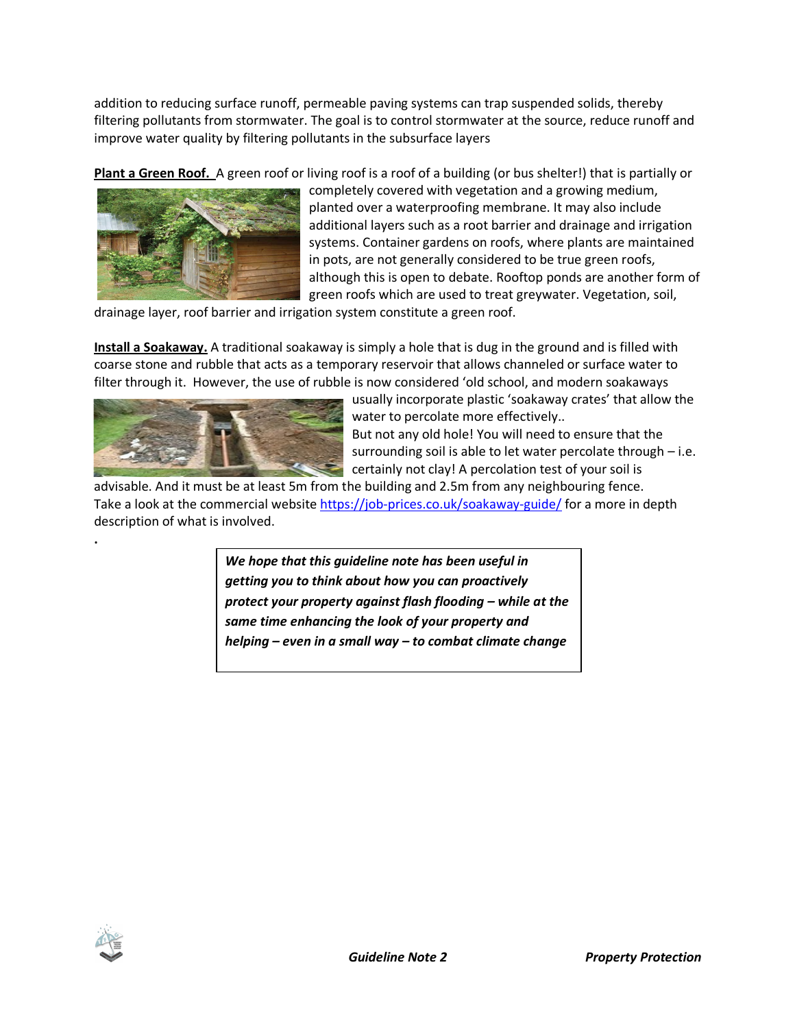addition to reducing surface runoff, permeable paving systems can trap suspended solids, thereby filtering pollutants from stormwater. The goal is to control stormwater at the source, reduce runoff and improve water quality by filtering pollutants in the subsurface layers

**Plant a Green Roof.** A green roof or living roof is a roof of a building (or bus shelter!) that is partially or completely covered with vegetation and a growing medium, planted over a waterproofing membrane. It may also include additional layers such as a root barrier and drainage and irrigation systems. Container gardens on roofs, where plants are maintained in pots, are not generally considered to be true green roofs, although this is open to debate. Rooftop ponds are another form of green roofs which are used to treat greywater. Vegetation, soil, drainage layer, roof barrier and irrigation system constitute a green roof.

**Install a Soakaway.** A traditional soakaway is simply a hole that is dug in the ground and is filled with coarse stone and rubble that acts as a temporary reservoir that allows channeled or surface water to filter through it. However, the use of rubble is now considered 'old school, and modern soakaways usually incorporate plastic 'soakaway crates' that allow the water to percolate more effectively..
But not any old hole! You will need to ensure that the surrounding soil is able to let water percolate through – i.e. certainly not clay! A percolation test of your soil is advisable. And it must be at least 5m from the building and 2.5m from any neighbouring fence. Take a look at the commercial website https://job-prices.co.uk/soakaway-guide/ for a more in depth description of what is involved.

.

***We hope that this guideline note has been useful in getting you to think about how you can proactively protect your property against flash flooding – while at the same time enhancing the look of your property and helping – even in a small way – to combat climate change***